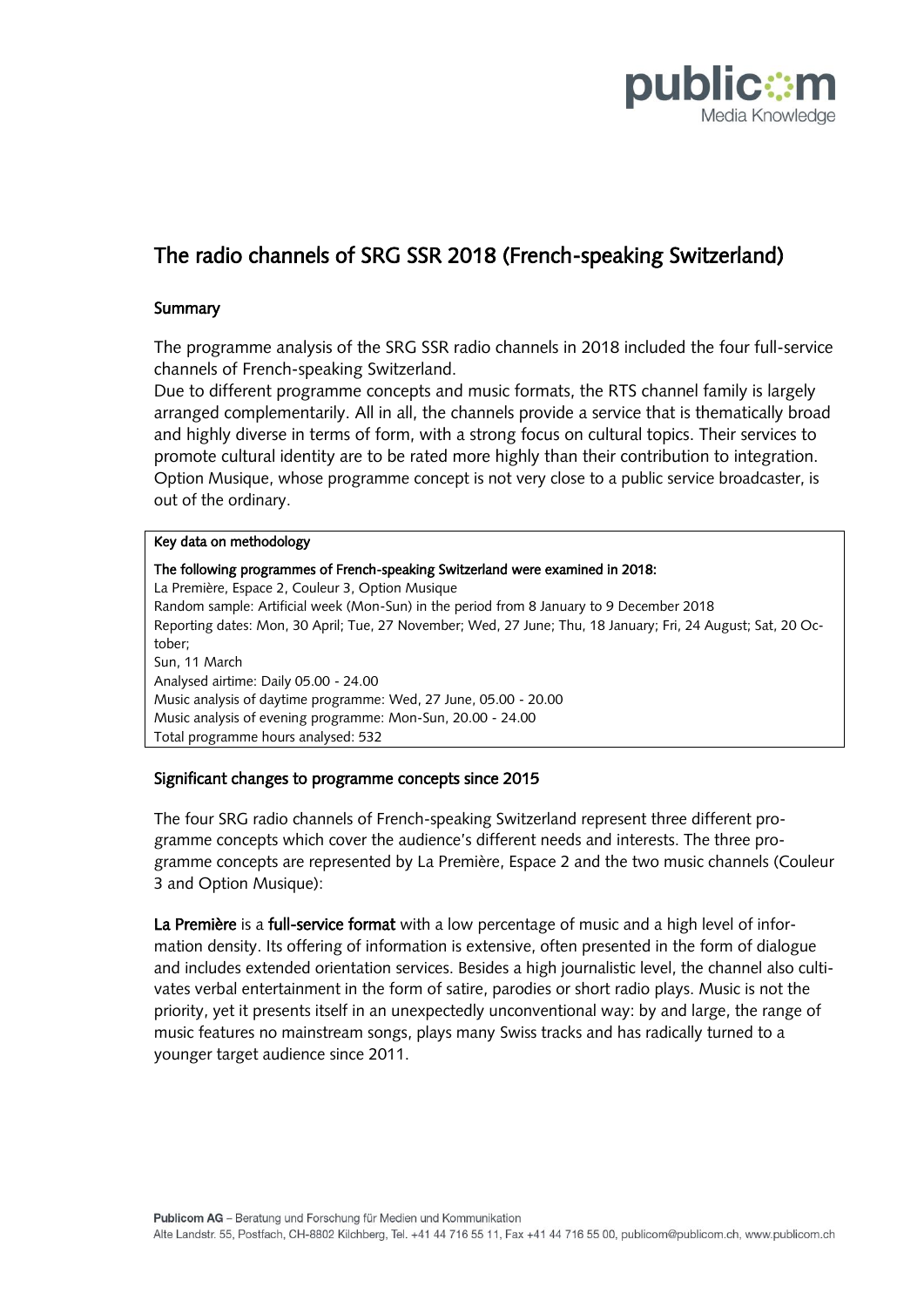# The radio channels of SRG SSR 2018 (French-speaking Switzerland)

## Summary

The programme analysis of the SRG SSR radio channels in 2018 included the four full-service channels of French-speaking Switzerland.
Due to different programme concepts and music formats, the RTS channel family is largely arranged complementarily. All in all, the channels provide a service that is thematically broad and highly diverse in terms of form, with a strong focus on cultural topics. Their services to promote cultural identity are to be rated more highly than their contribution to integration. Option Musique, whose programme concept is not very close to a public service broadcaster, is out of the ordinary.

**Key data on methodology**

**The following programmes of French-speaking Switzerland were examined in 2018:**
La Première, Espace 2, Couleur 3, Option Musique
Random sample: Artificial week (Mon-Sun) in the period from 8 January to 9 December 2018
Reporting dates: Mon, 30 April; Tue, 27 November; Wed, 27 June; Thu, 18 January; Fri, 24 August; Sat, 20 October;
Sun, 11 March
Analysed airtime: Daily 05.00 - 24.00
Music analysis of daytime programme: Wed, 27 June, 05.00 - 20.00
Music analysis of evening programme: Mon-Sun, 20.00 - 24.00
Total programme hours analysed: 532

## Significant changes to programme concepts since 2015

The four SRG radio channels of French-speaking Switzerland represent three different programme concepts which cover the audience's different needs and interests. The three programme concepts are represented by La Première, Espace 2 and the two music channels (Couleur 3 and Option Musique):

**La Première** is a **full-service format** with a low percentage of music and a high level of information density. Its offering of information is extensive, often presented in the form of dialogue and includes extended orientation services. Besides a high journalistic level, the channel also cultivates verbal entertainment in the form of satire, parodies or short radio plays. Music is not the priority, yet it presents itself in an unexpectedly unconventional way: by and large, the range of music features no mainstream songs, plays many Swiss tracks and has radically turned to a younger target audience since 2011.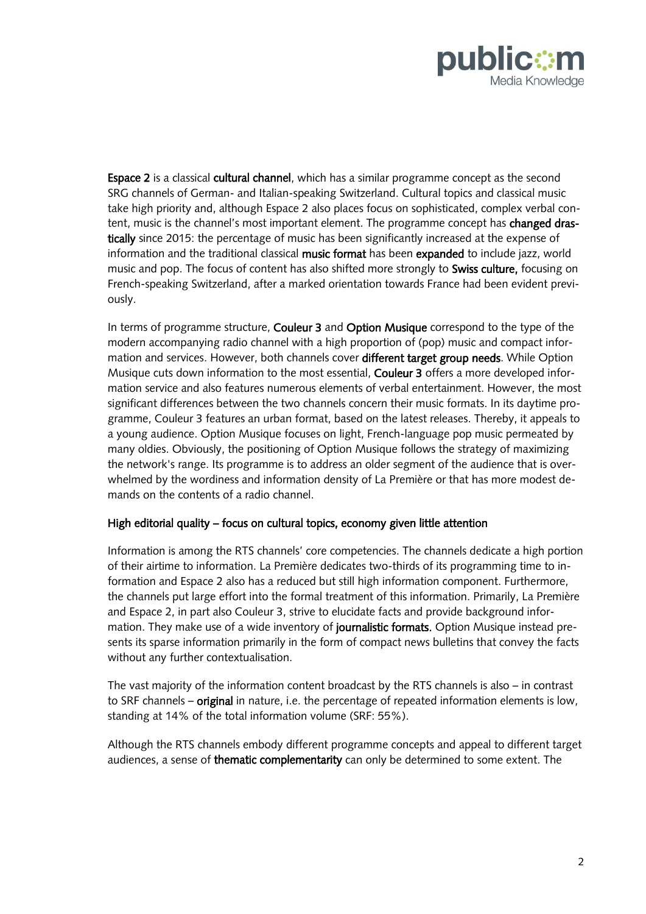**Espace 2** is a classical **cultural channel**, which has a similar programme concept as the second SRG channels of German- and Italian-speaking Switzerland. Cultural topics and classical music take high priority and, although Espace 2 also places focus on sophisticated, complex verbal content, music is the channel's most important element. The programme concept has **changed drastically** since 2015: the percentage of music has been significantly increased at the expense of information and the traditional classical **music format** has been **expanded** to include jazz, world music and pop. The focus of content has also shifted more strongly to **Swiss culture,** focusing on French-speaking Switzerland, after a marked orientation towards France had been evident previously.

In terms of programme structure, **Couleur 3** and **Option Musique** correspond to the type of the modern accompanying radio channel with a high proportion of (pop) music and compact information and services. However, both channels cover **different target group needs**. While Option Musique cuts down information to the most essential, **Couleur 3** offers a more developed information service and also features numerous elements of verbal entertainment. However, the most significant differences between the two channels concern their music formats. In its daytime programme, Couleur 3 features an urban format, based on the latest releases. Thereby, it appeals to a young audience. Option Musique focuses on light, French-language pop music permeated by many oldies. Obviously, the positioning of Option Musique follows the strategy of maximizing the network's range. Its programme is to address an older segment of the audience that is overwhelmed by the wordiness and information density of La Première or that has more modest demands on the contents of a radio channel.

### High editorial quality – focus on cultural topics, economy given little attention

Information is among the RTS channels' core competencies. The channels dedicate a high portion of their airtime to information. La Première dedicates two-thirds of its programming time to information and Espace 2 also has a reduced but still high information component. Furthermore, the channels put large effort into the formal treatment of this information. Primarily, La Première and Espace 2, in part also Couleur 3, strive to elucidate facts and provide background information. They make use of a wide inventory of **journalistic formats.** Option Musique instead presents its sparse information primarily in the form of compact news bulletins that convey the facts without any further contextualisation.

The vast majority of the information content broadcast by the RTS channels is also – in contrast to SRF channels – **original** in nature, i.e. the percentage of repeated information elements is low, standing at 14% of the total information volume (SRF: 55%).

Although the RTS channels embody different programme concepts and appeal to different target audiences, a sense of **thematic complementarity** can only be determined to some extent. The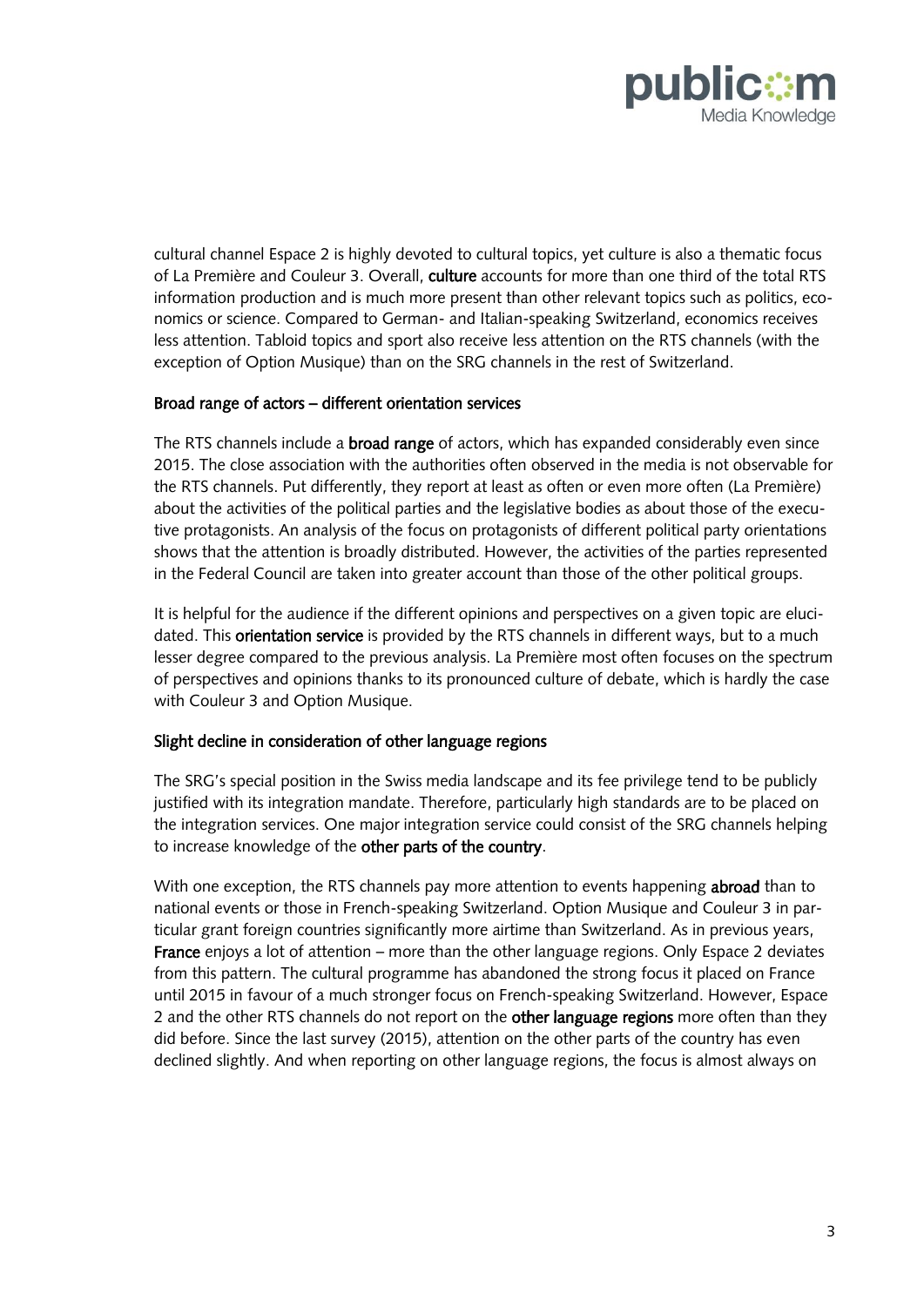cultural channel Espace 2 is highly devoted to cultural topics, yet culture is also a thematic focus of La Première and Couleur 3. Overall, **culture** accounts for more than one third of the total RTS information production and is much more present than other relevant topics such as politics, economics or science. Compared to German- and Italian-speaking Switzerland, economics receives less attention. Tabloid topics and sport also receive less attention on the RTS channels (with the exception of Option Musique) than on the SRG channels in the rest of Switzerland.

### Broad range of actors – different orientation services

The RTS channels include a **broad range** of actors, which has expanded considerably even since 2015. The close association with the authorities often observed in the media is not observable for the RTS channels. Put differently, they report at least as often or even more often (La Première) about the activities of the political parties and the legislative bodies as about those of the executive protagonists. An analysis of the focus on protagonists of different political party orientations shows that the attention is broadly distributed. However, the activities of the parties represented in the Federal Council are taken into greater account than those of the other political groups.

It is helpful for the audience if the different opinions and perspectives on a given topic are elucidated. This **orientation service** is provided by the RTS channels in different ways, but to a much lesser degree compared to the previous analysis. La Première most often focuses on the spectrum of perspectives and opinions thanks to its pronounced culture of debate, which is hardly the case with Couleur 3 and Option Musique.

### Slight decline in consideration of other language regions

The SRG's special position in the Swiss media landscape and its fee privilege tend to be publicly justified with its integration mandate. Therefore, particularly high standards are to be placed on the integration services. One major integration service could consist of the SRG channels helping to increase knowledge of the **other parts of the country**.

With one exception, the RTS channels pay more attention to events happening **abroad** than to national events or those in French-speaking Switzerland. Option Musique and Couleur 3 in particular grant foreign countries significantly more airtime than Switzerland. As in previous years, **France** enjoys a lot of attention – more than the other language regions. Only Espace 2 deviates from this pattern. The cultural programme has abandoned the strong focus it placed on France until 2015 in favour of a much stronger focus on French-speaking Switzerland. However, Espace 2 and the other RTS channels do not report on the **other language regions** more often than they did before. Since the last survey (2015), attention on the other parts of the country has even declined slightly. And when reporting on other language regions, the focus is almost always on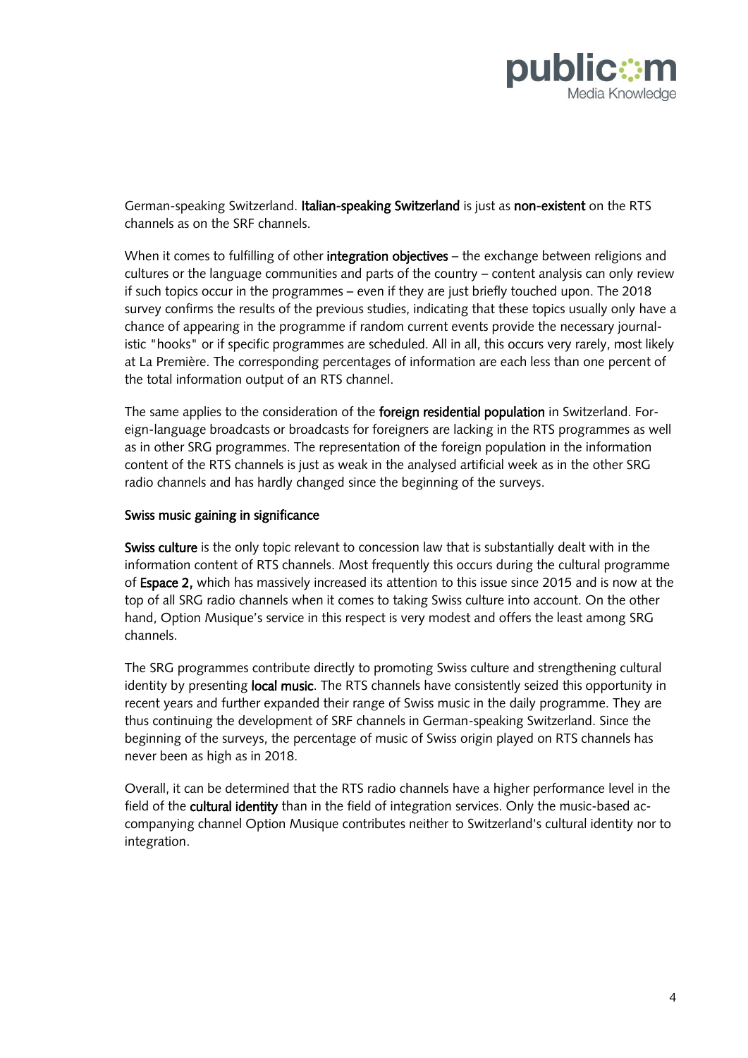German-speaking Switzerland. **Italian-speaking Switzerland** is just as **non-existent** on the RTS channels as on the SRF channels.

When it comes to fulfilling of other **integration objectives** – the exchange between religions and cultures or the language communities and parts of the country – content analysis can only review if such topics occur in the programmes – even if they are just briefly touched upon. The 2018 survey confirms the results of the previous studies, indicating that these topics usually only have a chance of appearing in the programme if random current events provide the necessary journalistic "hooks" or if specific programmes are scheduled. All in all, this occurs very rarely, most likely at La Première. The corresponding percentages of information are each less than one percent of the total information output of an RTS channel.

The same applies to the consideration of the **foreign residential population** in Switzerland. Foreign-language broadcasts or broadcasts for foreigners are lacking in the RTS programmes as well as in other SRG programmes. The representation of the foreign population in the information content of the RTS channels is just as weak in the analysed artificial week as in the other SRG radio channels and has hardly changed since the beginning of the surveys.

### Swiss music gaining in significance

**Swiss culture** is the only topic relevant to concession law that is substantially dealt with in the information content of RTS channels. Most frequently this occurs during the cultural programme of **Espace 2,** which has massively increased its attention to this issue since 2015 and is now at the top of all SRG radio channels when it comes to taking Swiss culture into account. On the other hand, Option Musique's service in this respect is very modest and offers the least among SRG channels.

The SRG programmes contribute directly to promoting Swiss culture and strengthening cultural identity by presenting **local music**. The RTS channels have consistently seized this opportunity in recent years and further expanded their range of Swiss music in the daily programme. They are thus continuing the development of SRF channels in German-speaking Switzerland. Since the beginning of the surveys, the percentage of music of Swiss origin played on RTS channels has never been as high as in 2018.

Overall, it can be determined that the RTS radio channels have a higher performance level in the field of the **cultural identity** than in the field of integration services. Only the music-based accompanying channel Option Musique contributes neither to Switzerland's cultural identity nor to integration.